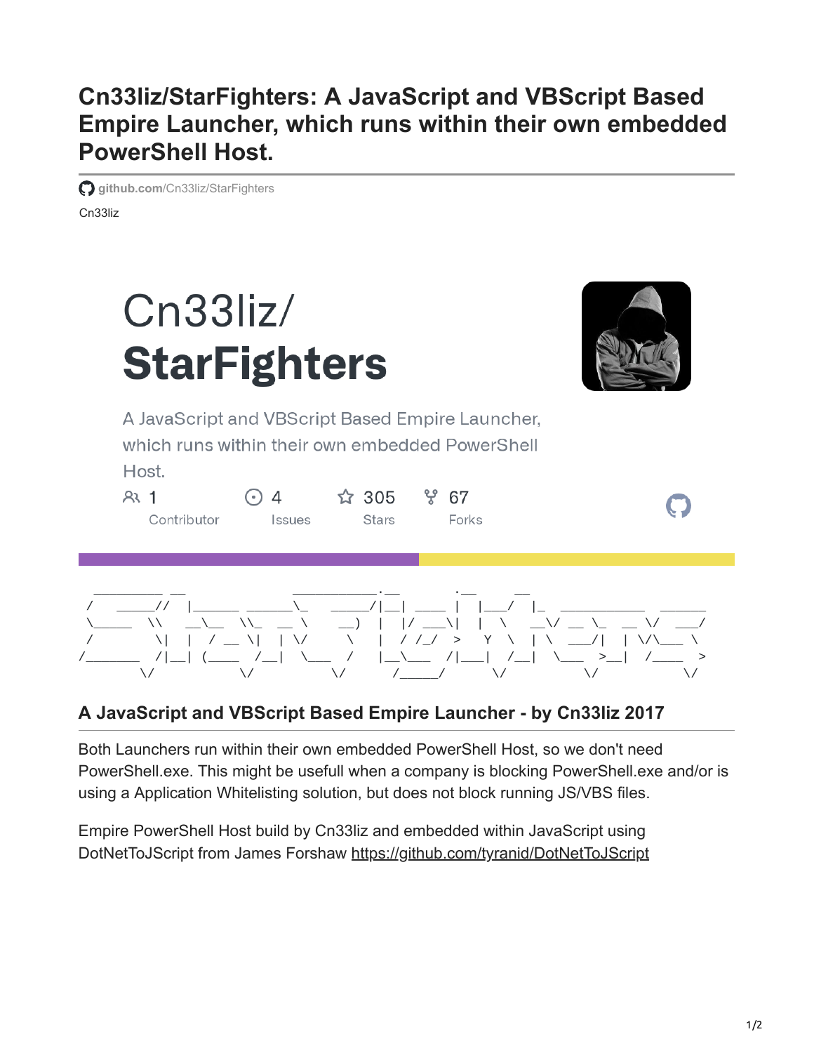# Cn33liz/StarFighters: A JavaScript and VBScript Based Empire Launcher, which runs within their own embedded PowerShell Host.

github.com/Cn33liz/StarFighters

Cn33liz

Cn33liz/
**StarFighters**

A JavaScript and VBScript Based Empire Launcher, which runs within their own embedded PowerShell Host.

1 Contributor · 4 Issues · 305 Stars · 67 Forks

```
 _________ __               ___________.__       .__       __
 /   _____//  |______ ______\_   _____/|__| ____ |  |___/  |_  ___________  ______
 \_____  \\   __\__  \\_  __ \    __)  |  |/ ___\|  |  \   __\/ __ \_  __ \/  ___/
 /        \|  |  / __ \|  | \/     \   |  / /_/  >   Y  \  | \  ___/|  | \/\___ \
/_______  /|__| (____  /__|  \___  /   |__\___  /|___|  /__|  \___  >__|  /____  >
        \/           \/          \/      /_____/      \/          \/           \/
```

## A JavaScript and VBScript Based Empire Launcher - by Cn33liz 2017

Both Launchers run within their own embedded PowerShell Host, so we don't need PowerShell.exe. This might be usefull when a company is blocking PowerShell.exe and/or is using a Application Whitelisting solution, but does not block running JS/VBS files.

Empire PowerShell Host build by Cn33liz and embedded within JavaScript using DotNetToJScript from James Forshaw https://github.com/tyranid/DotNetToJScript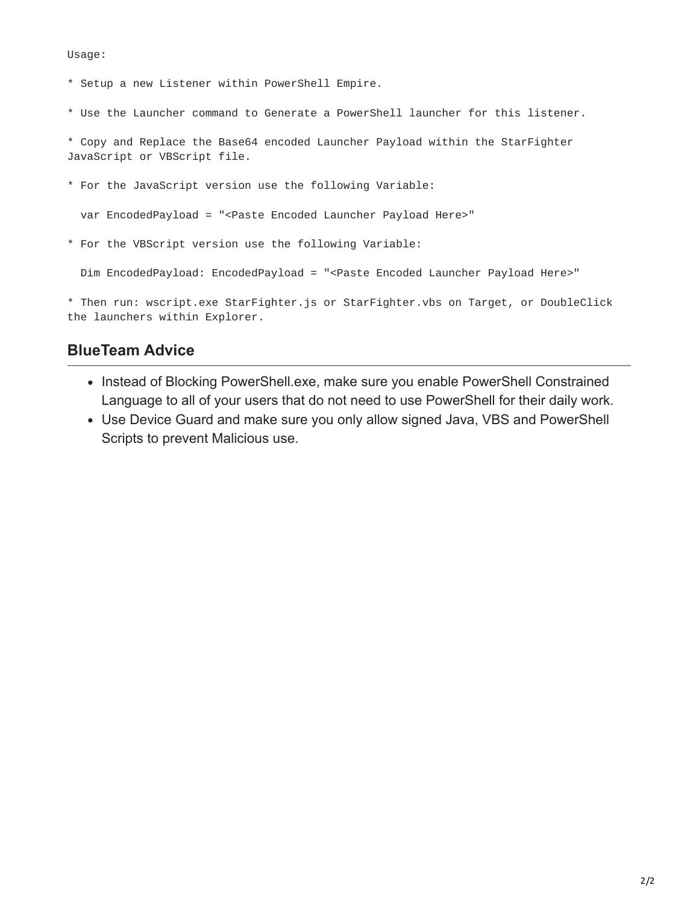```
Usage:

* Setup a new Listener within PowerShell Empire.

* Use the Launcher command to Generate a PowerShell launcher for this listener.

* Copy and Replace the Base64 encoded Launcher Payload within the StarFighter
JavaScript or VBScript file.

* For the JavaScript version use the following Variable:

  var EncodedPayload = "<Paste Encoded Launcher Payload Here>"

* For the VBScript version use the following Variable:

  Dim EncodedPayload: EncodedPayload = "<Paste Encoded Launcher Payload Here>"

* Then run: wscript.exe StarFighter.js or StarFighter.vbs on Target, or DoubleClick
the launchers within Explorer.
```

## BlueTeam Advice

- Instead of Blocking PowerShell.exe, make sure you enable PowerShell Constrained Language to all of your users that do not need to use PowerShell for their daily work.
- Use Device Guard and make sure you only allow signed Java, VBS and PowerShell Scripts to prevent Malicious use.